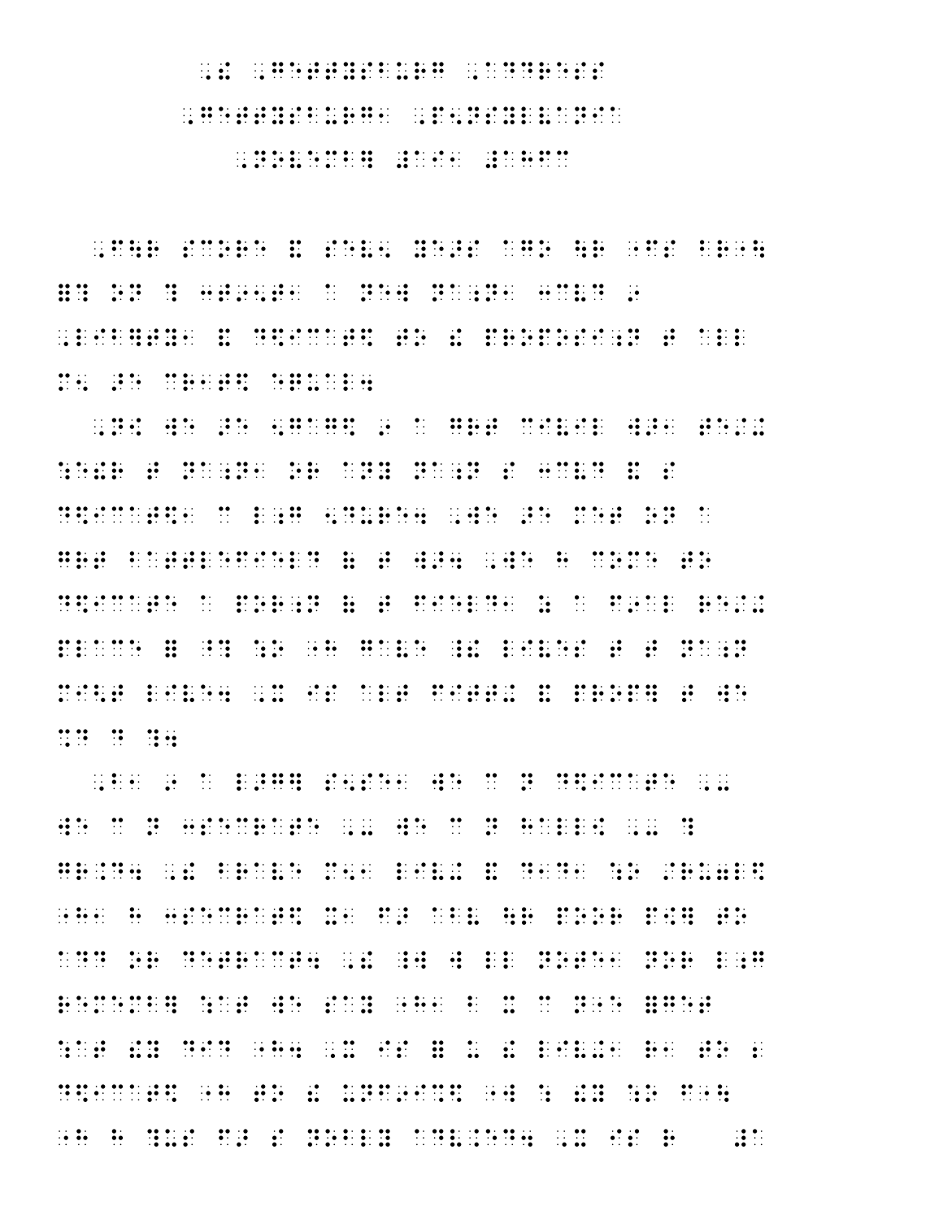inn 1968 - 1979 - 1989 - 1989 - 1989 - 1989 - 1989 - 1989 - 1989 - 1989 - 1989 - 1989 - 1989 - 1989 - 1989 - 1<br>1989 - 1989 - 1980 - 1980 - 1980 - 1980 - 1980 - 1980 - 1980 - 1980 - 1980 - 1980 - 1980 - 1980 - 1980 - 1980<br>1 1991 - 1992 - 1993 - 1994 - 1994 - 1995 - 1996 - 1996 - 1997 - 1998 - 1999 - 1999 - 1999 - 1999 - 1999 - 1999<br>1999 - 1996 - 1996 - 1996 - 1999 - 1999 - 1999 - 1999 - 1999 - 1999 - 1999 - 1999 - 1999 - 1999 - 1999 - 1999<br>19  $\ddot{\phantom{0}}$ inn de na de da da neillead i da da na da de ne da i lea de li lea la da de de de na na neilleal indicanta de<br>Inn de de da da na de li lei lea de de ne ne de da da na la la la da na de de de la la la da linn de de de de<br>In 

 $\ddot{\cdot}$ 22 23 23 24

<u> 1989 - 1989 - 1989 - 1989 - 1989 - 1989 - 1989 - 1989 - 1989 - 1989 - 1989 - 1989 - 1989 - 1989 - 1989 - 198</u>  $\ddot{\cdot}$ ide de la ciudad industriada el estas la ciudad en edicida de la ciudad de edicida en la ciudad en estas estas<br>1940 - La ciudad estados de la ciudad estas estas estas estas estas estas de estas estados de edicida estas e<br>1 1989 - 1989 - 1989 - 1989 - 1989 - 1989 - 1989 - 1989 - 1989 - 1989 - 1989 - 1989 - 1989 - 1989 - 1989 - 1989<br>1989 - 1989 - 1989 - 1989 - 1989 - 1989 - 1989 - 1989 - 1989 - 1989 - 1989 - 1989 - 1989 - 1989 - 1989 - 1989<br>19 in di la de de seguida de la de de de de de de de de la de de la de la la de la de la de la la la la de de la<br>1980 - La de la de la de la de la la de de la la la de la de la la la la de la de la la la la la la la la la<br>199